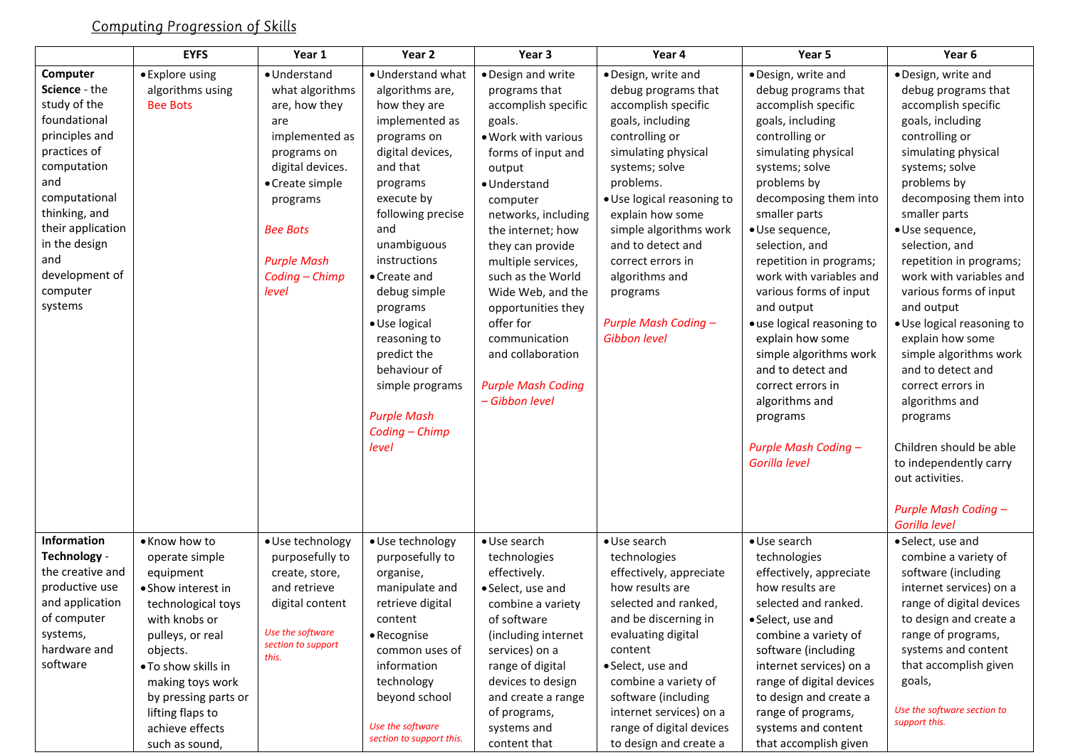# Computing Progression of Skills

| | EYFS | Year 1 | Year 2 | Year 3 | Year 4 | Year 5 | Year 6 |
|---|---|---|---|---|---|---|---|
| **Computer Science** - the study of the foundational principles and practices of computation and computational thinking, and their application in the design and development of computer systems | • Explore using algorithms using Bee Bots | • Understand what algorithms are, how they are implemented as programs on digital devices.<br>• Create simple programs<br><br>*Bee Bots*<br><br>*Purple Mash Coding – Chimp level* | • Understand what algorithms are, how they are implemented as programs on digital devices, and that programs execute by following precise and unambiguous instructions<br>• Create and debug simple programs<br>• Use logical reasoning to predict the behaviour of simple programs<br><br>*Purple Mash Coding – Chimp level* | • Design and write programs that accomplish specific goals.<br>• Work with various forms of input and output<br>• Understand computer networks, including the internet; how they can provide multiple services, such as the World Wide Web, and the opportunities they offer for communication and collaboration<br><br>*Purple Mash Coding – Gibbon level* | • Design, write and debug programs that accomplish specific goals, including controlling or simulating physical systems; solve problems.<br>• Use logical reasoning to explain how some simple algorithms work and to detect and correct errors in algorithms and programs<br><br>*Purple Mash Coding – Gibbon level* | • Design, write and debug programs that accomplish specific goals, including controlling or simulating physical systems; solve problems by decomposing them into smaller parts<br>• Use sequence, selection, and repetition in programs; work with variables and various forms of input and output<br>• use logical reasoning to explain how some simple algorithms work and to detect and correct errors in algorithms and programs<br><br>*Purple Mash Coding – Gorilla level* | • Design, write and debug programs that accomplish specific goals, including controlling or simulating physical systems; solve problems by decomposing them into smaller parts<br>• Use sequence, selection, and repetition in programs; work with variables and various forms of input and output<br>• Use logical reasoning to explain how some simple algorithms work and to detect and correct errors in algorithms and programs<br><br>Children should be able to independently carry out activities.<br><br>*Purple Mash Coding – Gorilla level* |
| **Information Technology** - the creative and productive use and application of computer systems, hardware and software | • Know how to operate simple equipment<br>• Show interest in technological toys with knobs or pulleys, or real objects.<br>• To show skills in making toys work by pressing parts or lifting flaps to achieve effects such as sound, | • Use technology purposefully to create, store, and retrieve digital content<br><br>*Use the software section to support this.* | • Use technology purposefully to organise, manipulate and retrieve digital content<br>• Recognise common uses of information technology beyond school<br><br>*Use the software section to support this.* | • Use search technologies effectively.<br>• Select, use and combine a variety of software (including internet services) on a range of digital devices to design and create a range of programs, systems and content that | • Use search technologies effectively, appreciate how results are selected and ranked, and be discerning in evaluating digital content<br>• Select, use and combine a variety of software (including internet services) on a range of digital devices to design and create a | • Use search technologies effectively, appreciate how results are selected and ranked.<br>• Select, use and combine a variety of software (including internet services) on a range of digital devices to design and create a range of programs, systems and content that accomplish given | • Select, use and combine a variety of software (including internet services) on a range of digital devices to design and create a range of programs, systems and content that accomplish given goals,<br><br>*Use the software section to support this.* |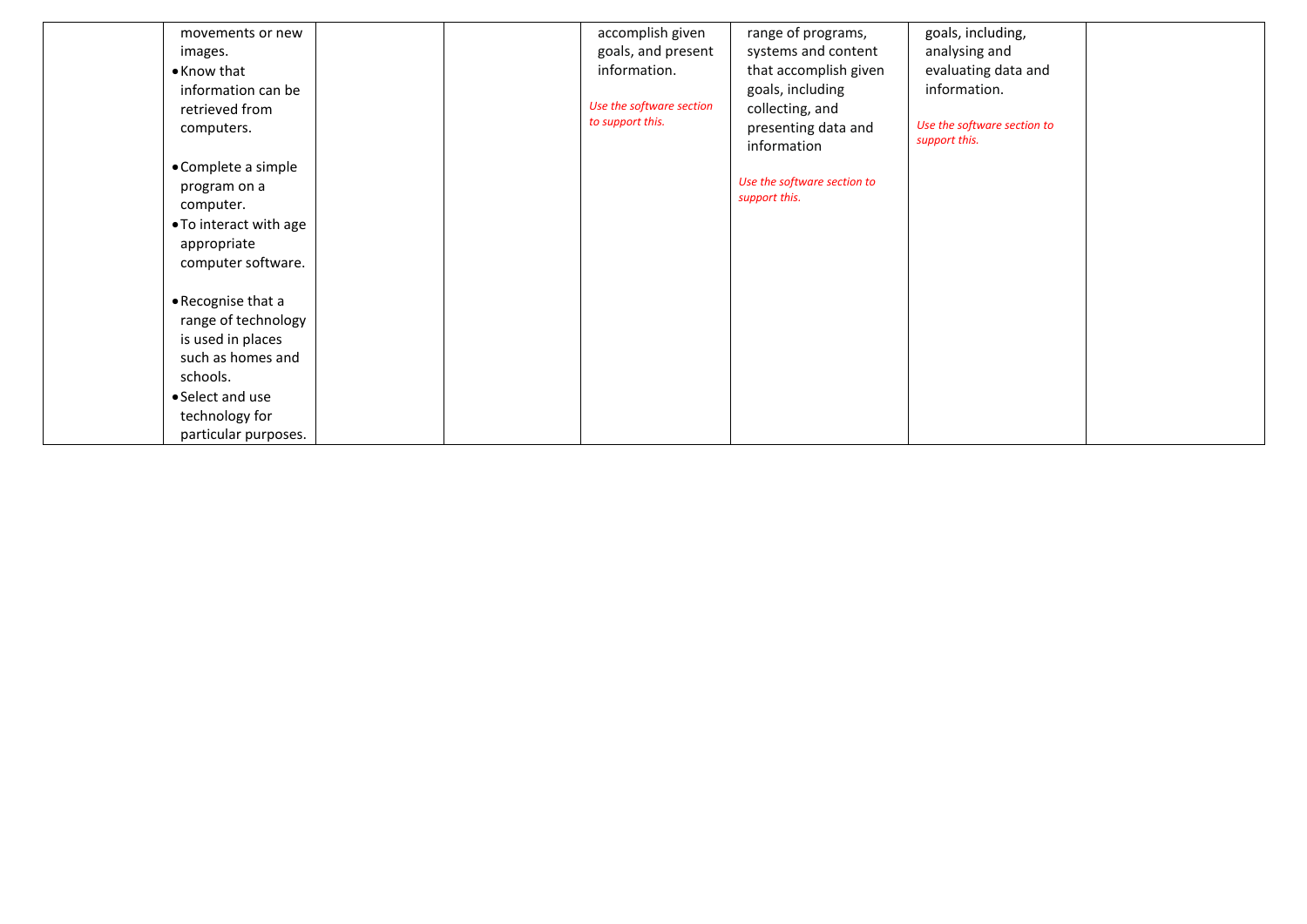| | | | | | | | |
|---|---|---|---|---|---|---|---|
| | movements or new images.<br>• Know that information can be retrieved from computers.<br><br>• Complete a simple program on a computer.<br>• To interact with age appropriate computer software.<br><br>• Recognise that a range of technology is used in places such as homes and schools.<br>• Select and use technology for particular purposes. | | | accomplish given goals, and present information.<br><br>*Use the software section to support this.* | range of programs, systems and content that accomplish given goals, including collecting, and presenting data and information<br><br>*Use the software section to support this.* | goals, including, analysing and evaluating data and information.<br><br>*Use the software section to support this.* | |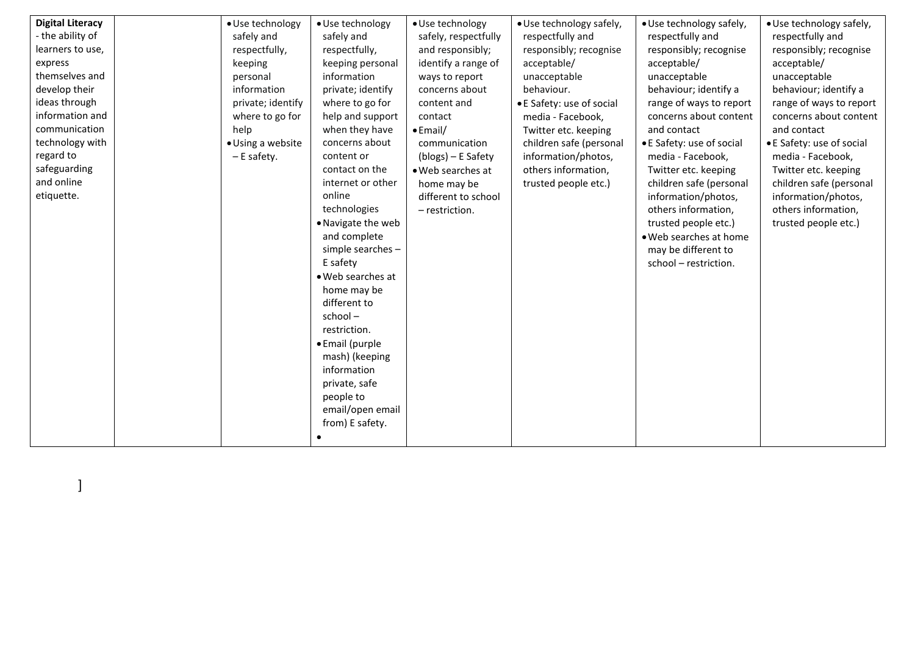| | | | | | | | |
|---|---|---|---|---|---|---|---|
| **Digital Literacy** - the ability of learners to use, express themselves and develop their ideas through information and communication technology with regard to safeguarding and online etiquette. | | • Use technology safely and respectfully, keeping personal information private; identify where to go for help<br>• Using a website – E safety. | • Use technology safely and respectfully, keeping personal information private; identify where to go for help and support when they have concerns about content or contact on the internet or other online technologies<br>• Navigate the web and complete simple searches – E safety<br>• Web searches at home may be different to school – restriction.<br>• Email (purple mash) (keeping information private, safe people to email/open email from) E safety.<br>• | • Use technology safely, respectfully and responsibly; identify a range of ways to report concerns about content and contact<br>• Email/ communication (blogs) – E Safety<br>• Web searches at home may be different to school – restriction. | • Use technology safely, respectfully and responsibly; recognise acceptable/ unacceptable behaviour.<br>• E Safety: use of social media - Facebook, Twitter etc. keeping children safe (personal information/photos, others information, trusted people etc.) | • Use technology safely, respectfully and responsibly; recognise acceptable/ unacceptable behaviour; identify a range of ways to report concerns about content and contact<br>• E Safety: use of social media - Facebook, Twitter etc. keeping children safe (personal information/photos, others information, trusted people etc.)<br>• Web searches at home may be different to school – restriction. | • Use technology safely, respectfully and responsibly; recognise acceptable/ unacceptable behaviour; identify a range of ways to report concerns about content and contact<br>• E Safety: use of social media - Facebook, Twitter etc. keeping children safe (personal information/photos, others information, trusted people etc.) |

]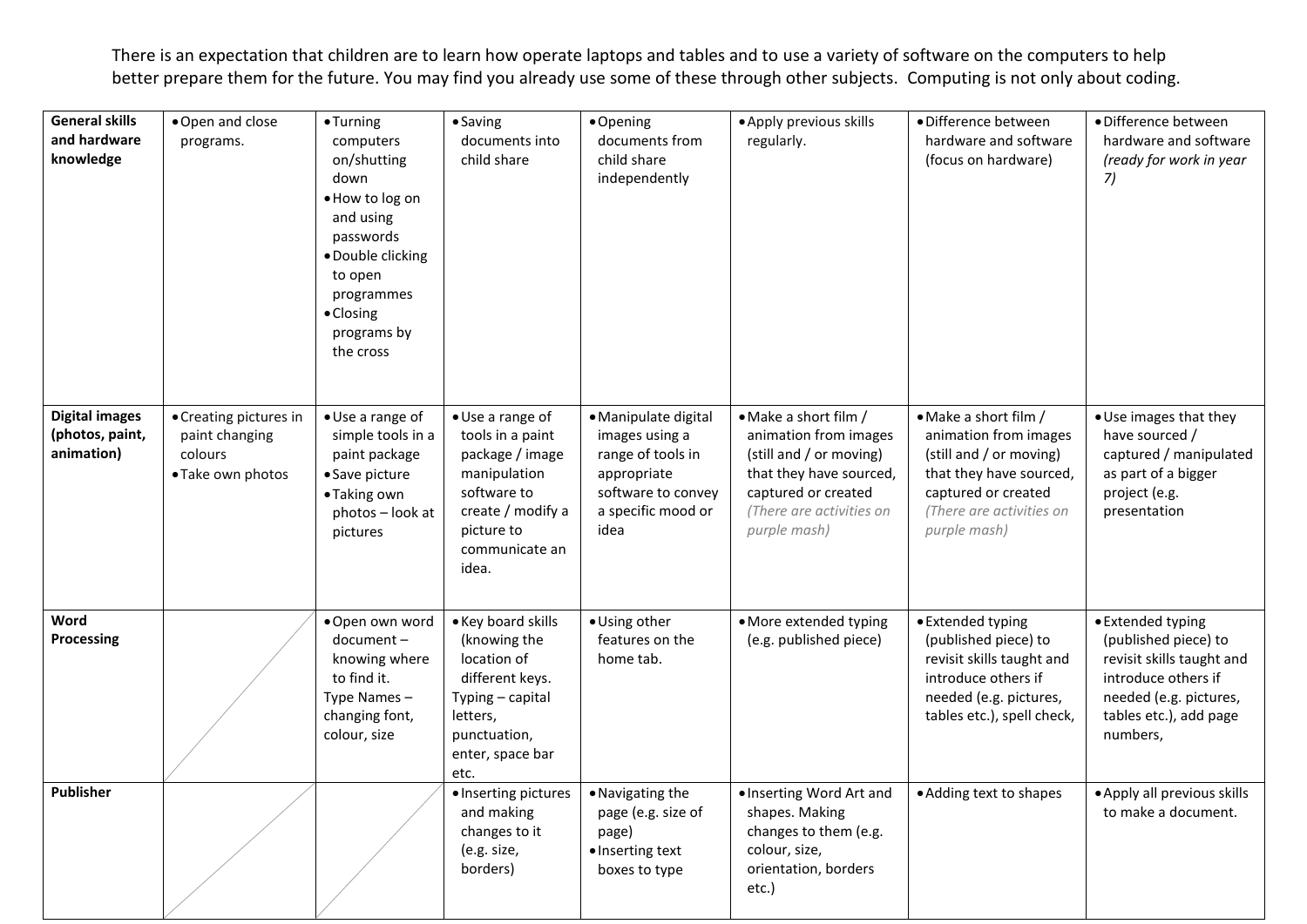There is an expectation that children are to learn how operate laptops and tables and to use a variety of software on the computers to help better prepare them for the future. You may find you already use some of these through other subjects. Computing is not only about coding.

| | | | | | | | |
|---|---|---|---|---|---|---|---|
| **General skills and hardware knowledge** | • Open and close programs. | • Turning computers on/shutting down<br>• How to log on and using passwords<br>• Double clicking to open programmes<br>• Closing programs by the cross | • Saving documents into child share | • Opening documents from child share independently | • Apply previous skills regularly. | • Difference between hardware and software (focus on hardware) | • Difference between hardware and software *(ready for work in year 7)* |
| **Digital images (photos, paint, animation)** | • Creating pictures in paint changing colours<br>• Take own photos | • Use a range of simple tools in a paint package<br>• Save picture<br>• Taking own photos – look at pictures | • Use a range of tools in a paint package / image manipulation software to create / modify a picture to communicate an idea. | • Manipulate digital images using a range of tools in appropriate software to convey a specific mood or idea | • Make a short film / animation from images (still and / or moving) that they have sourced, captured or created *(There are activities on purple mash)* | • Make a short film / animation from images (still and / or moving) that they have sourced, captured or created *(There are activities on purple mash)* | • Use images that they have sourced / captured / manipulated as part of a bigger project (e.g. presentation |
| **Word Processing** | | • Open own word document – knowing where to find it.<br>Type Names – changing font, colour, size | • Key board skills (knowing the location of different keys.<br>Typing – capital letters, punctuation, enter, space bar etc. | • Using other features on the home tab. | • More extended typing (e.g. published piece) | • Extended typing (published piece) to revisit skills taught and introduce others if needed (e.g. pictures, tables etc.), spell check, | • Extended typing (published piece) to revisit skills taught and introduce others if needed (e.g. pictures, tables etc.), add page numbers, |
| **Publisher** | | | • Inserting pictures and making changes to it (e.g. size, borders) | • Navigating the page (e.g. size of page)<br>• Inserting text boxes to type | • Inserting Word Art and shapes. Making changes to them (e.g. colour, size, orientation, borders etc.) | • Adding text to shapes | • Apply all previous skills to make a document. |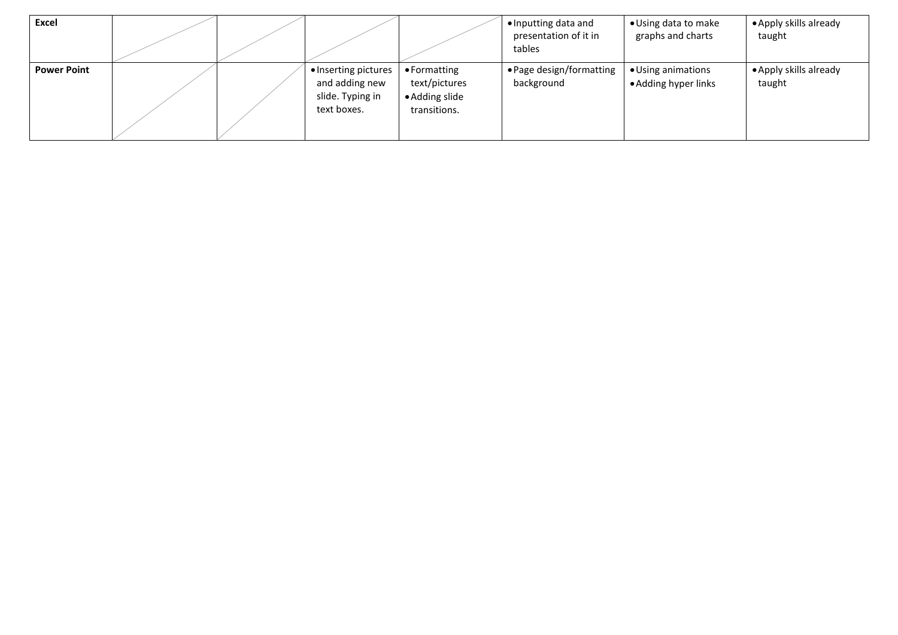| | | | | | | | |
|---|---|---|---|---|---|---|---|
| **Excel** | | | | | • Inputting data and presentation of it in tables | • Using data to make graphs and charts | • Apply skills already taught |
| **Power Point** | | | • Inserting pictures and adding new slide. Typing in text boxes. | • Formatting text/pictures<br>• Adding slide transitions. | • Page design/formatting background | • Using animations<br>• Adding hyper links | • Apply skills already taught |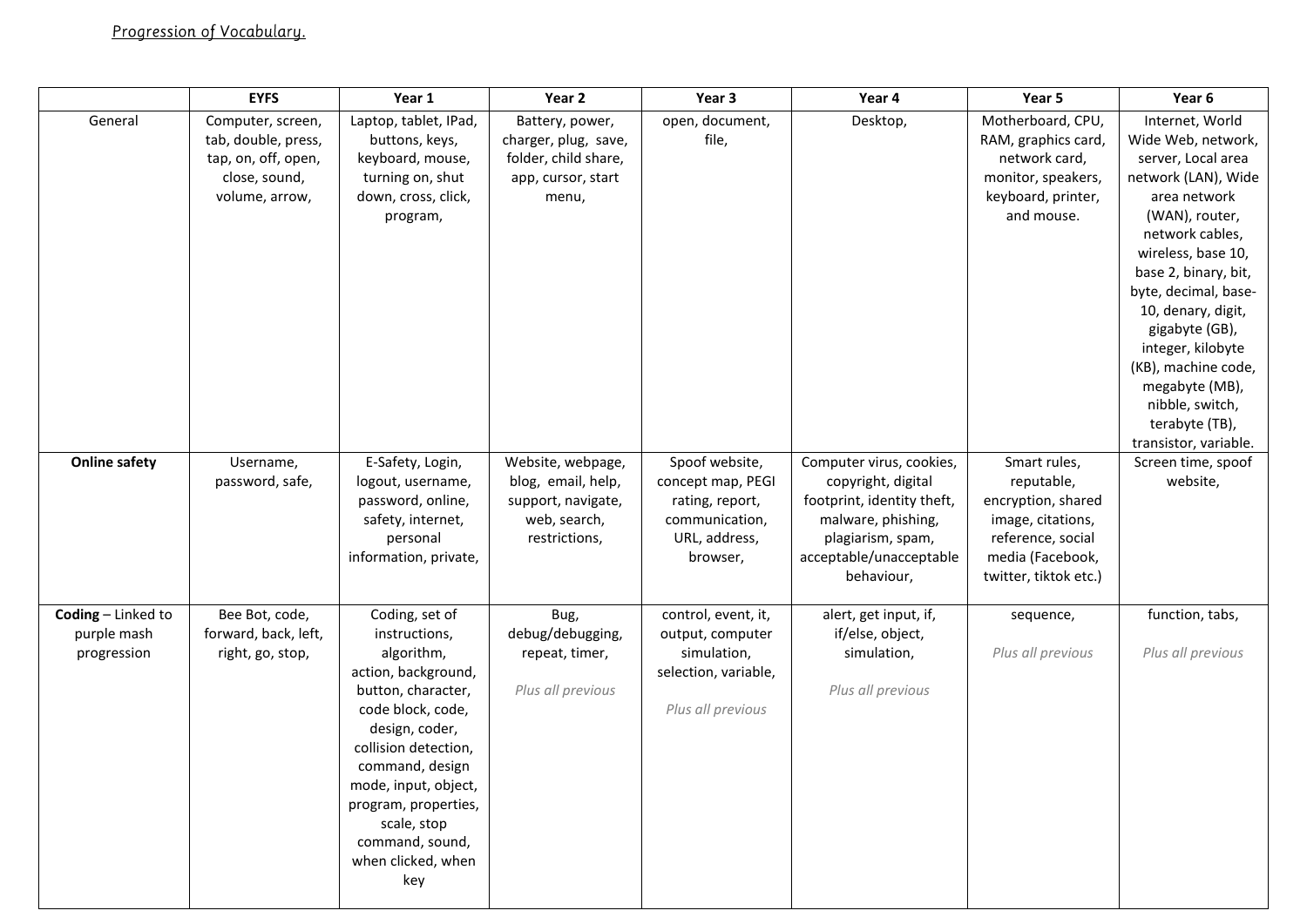Progression of Vocabulary.

| | EYFS | Year 1 | Year 2 | Year 3 | Year 4 | Year 5 | Year 6 |
|---|---|---|---|---|---|---|---|
| General | Computer, screen, tab, double, press, tap, on, off, open, close, sound, volume, arrow, | Laptop, tablet, IPad, buttons, keys, keyboard, mouse, turning on, shut down, cross, click, program, | Battery, power, charger, plug, save, folder, child share, app, cursor, start menu, | open, document, file, | Desktop, | Motherboard, CPU, RAM, graphics card, network card, monitor, speakers, keyboard, printer, and mouse. | Internet, World Wide Web, network, server, Local area network (LAN), Wide area network (WAN), router, network cables, wireless, base 10, base 2, binary, bit, byte, decimal, base-10, denary, digit, gigabyte (GB), integer, kilobyte (KB), machine code, megabyte (MB), nibble, switch, terabyte (TB), transistor, variable. |
| **Online safety** | Username, password, safe, | E-Safety, Login, logout, username, password, online, safety, internet, personal information, private, | Website, webpage, blog, email, help, support, navigate, web, search, restrictions, | Spoof website, concept map, PEGI rating, report, communication, URL, address, browser, | Computer virus, cookies, copyright, digital footprint, identity theft, malware, phishing, plagiarism, spam, acceptable/unacceptable behaviour, | Smart rules, reputable, encryption, shared image, citations, reference, social media (Facebook, twitter, tiktok etc.) | Screen time, spoof website, |
| **Coding** – Linked to purple mash progression | Bee Bot, code, forward, back, left, right, go, stop, | Coding, set of instructions, algorithm, action, background, button, character, code block, code, design, coder, collision detection, command, design mode, input, object, program, properties, scale, stop command, sound, when clicked, when key | Bug, debug/debugging, repeat, timer, *Plus all previous* | control, event, it, output, computer simulation, selection, variable, *Plus all previous* | alert, get input, if, if/else, object, simulation, *Plus all previous* | sequence, *Plus all previous* | function, tabs, *Plus all previous* |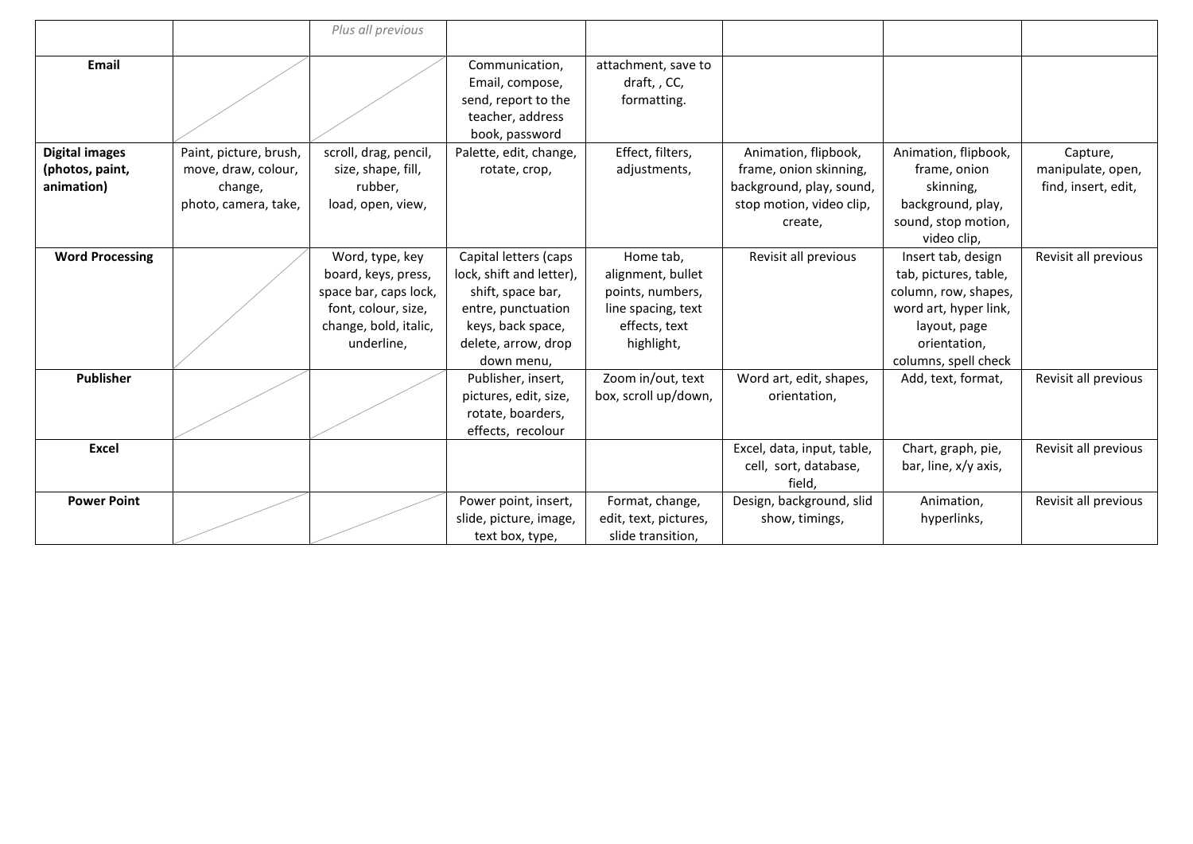| | | | | | | | |
|---|---|---|---|---|---|---|---|
| | | *Plus all previous* | | | | | |
| **Email** | | | Communication, Email, compose, send, report to the teacher, address book, password | attachment, save to draft, , CC, formatting. | | | |
| **Digital images (photos, paint, animation)** | Paint, picture, brush, move, draw, colour, change, photo, camera, take, | scroll, drag, pencil, size, shape, fill, rubber, load, open, view, | Palette, edit, change, rotate, crop, | Effect, filters, adjustments, | Animation, flipbook, frame, onion skinning, background, play, sound, stop motion, video clip, create, | Animation, flipbook, frame, onion skinning, background, play, sound, stop motion, video clip, | Capture, manipulate, open, find, insert, edit, |
| **Word Processing** | | Word, type, key board, keys, press, space bar, caps lock, font, colour, size, change, bold, italic, underline, | Capital letters (caps lock, shift and letter), shift, space bar, entre, punctuation keys, back space, delete, arrow, drop down menu, | Home tab, alignment, bullet points, numbers, line spacing, text effects, text highlight, | Revisit all previous | Insert tab, design tab, pictures, table, column, row, shapes, word art, hyper link, layout, page orientation, columns, spell check | Revisit all previous |
| **Publisher** | | | Publisher, insert, pictures, edit, size, rotate, boarders, effects, recolour | Zoom in/out, text box, scroll up/down, | Word art, edit, shapes, orientation, | Add, text, format, | Revisit all previous |
| **Excel** | | | | | Excel, data, input, table, cell, sort, database, field, | Chart, graph, pie, bar, line, x/y axis, | Revisit all previous |
| **Power Point** | | | Power point, insert, slide, picture, image, text box, type, | Format, change, edit, text, pictures, slide transition, | Design, background, slid show, timings, | Animation, hyperlinks, | Revisit all previous |